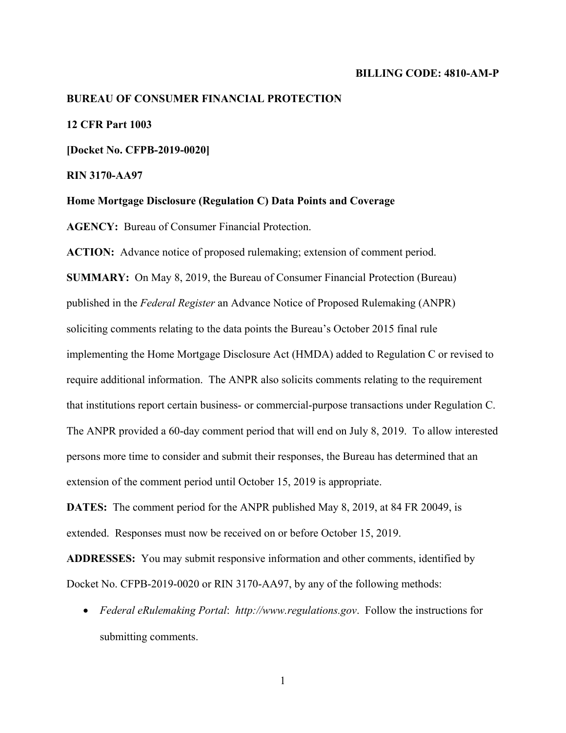**BILLING CODE: 4810-AM-P**

**BUREAU OF CONSUMER FINANCIAL PROTECTION**

**12 CFR Part 1003**

**[Docket No. CFPB-2019-0020]**

**RIN 3170-AA97**

**Home Mortgage Disclosure (Regulation C) Data Points and Coverage**

**AGENCY:** Bureau of Consumer Financial Protection.

**ACTION:** Advance notice of proposed rulemaking; extension of comment period.

**SUMMARY:** On May 8, 2019, the Bureau of Consumer Financial Protection (Bureau) published in the *Federal Register* an Advance Notice of Proposed Rulemaking (ANPR) soliciting comments relating to the data points the Bureau's October 2015 final rule implementing the Home Mortgage Disclosure Act (HMDA) added to Regulation C or revised to require additional information. The ANPR also solicits comments relating to the requirement that institutions report certain business- or commercial-purpose transactions under Regulation C. The ANPR provided a 60-day comment period that will end on July 8, 2019. To allow interested persons more time to consider and submit their responses, the Bureau has determined that an extension of the comment period until October 15, 2019 is appropriate.

**DATES:** The comment period for the ANPR published May 8, 2019, at 84 FR 20049, is extended. Responses must now be received on or before October 15, 2019.

**ADDRESSES:** You may submit responsive information and other comments, identified by Docket No. CFPB-2019-0020 or RIN 3170-AA97, by any of the following methods:

- *Federal eRulemaking Portal*: *http://www.regulations.gov*. Follow the instructions for submitting comments.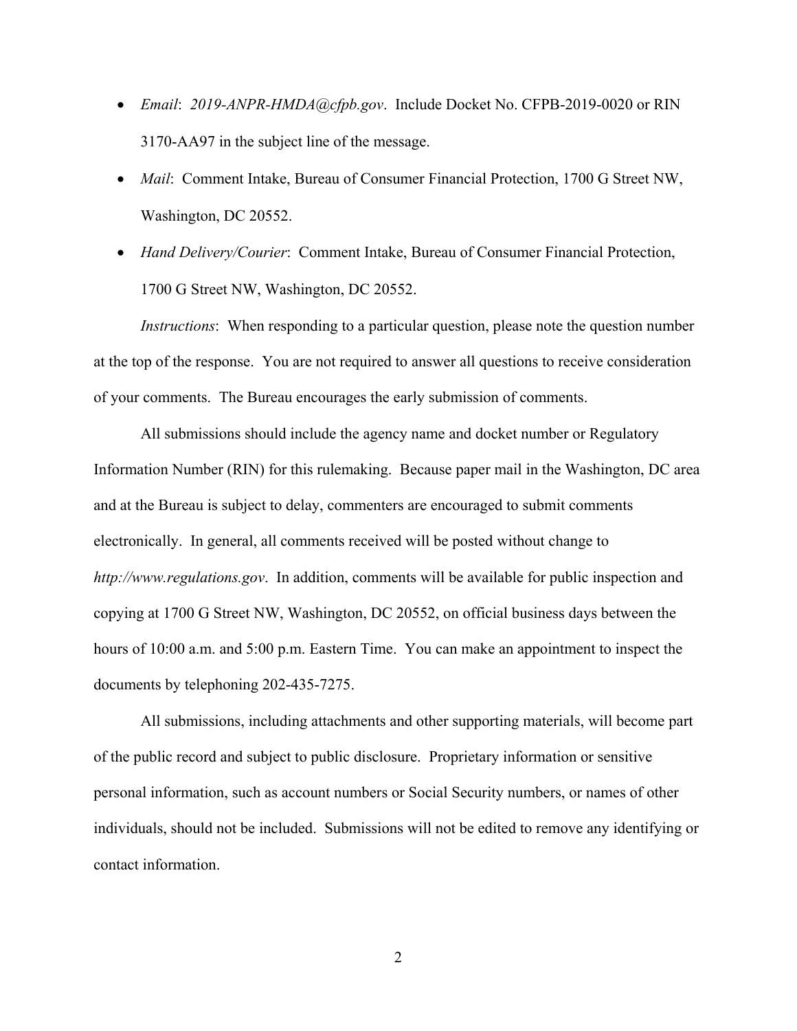- *Email*: *2019-ANPR-HMDA@cfpb.gov*. Include Docket No. CFPB-2019-0020 or RIN 3170-AA97 in the subject line of the message.
- *Mail*: Comment Intake, Bureau of Consumer Financial Protection, 1700 G Street NW, Washington, DC 20552.
- *Hand Delivery/Courier*: Comment Intake, Bureau of Consumer Financial Protection, 1700 G Street NW, Washington, DC 20552.

*Instructions*: When responding to a particular question, please note the question number at the top of the response. You are not required to answer all questions to receive consideration of your comments. The Bureau encourages the early submission of comments.

All submissions should include the agency name and docket number or Regulatory Information Number (RIN) for this rulemaking. Because paper mail in the Washington, DC area and at the Bureau is subject to delay, commenters are encouraged to submit comments electronically. In general, all comments received will be posted without change to *http://www.regulations.gov*. In addition, comments will be available for public inspection and copying at 1700 G Street NW, Washington, DC 20552, on official business days between the hours of 10:00 a.m. and 5:00 p.m. Eastern Time. You can make an appointment to inspect the documents by telephoning 202-435-7275.

All submissions, including attachments and other supporting materials, will become part of the public record and subject to public disclosure. Proprietary information or sensitive personal information, such as account numbers or Social Security numbers, or names of other individuals, should not be included. Submissions will not be edited to remove any identifying or contact information.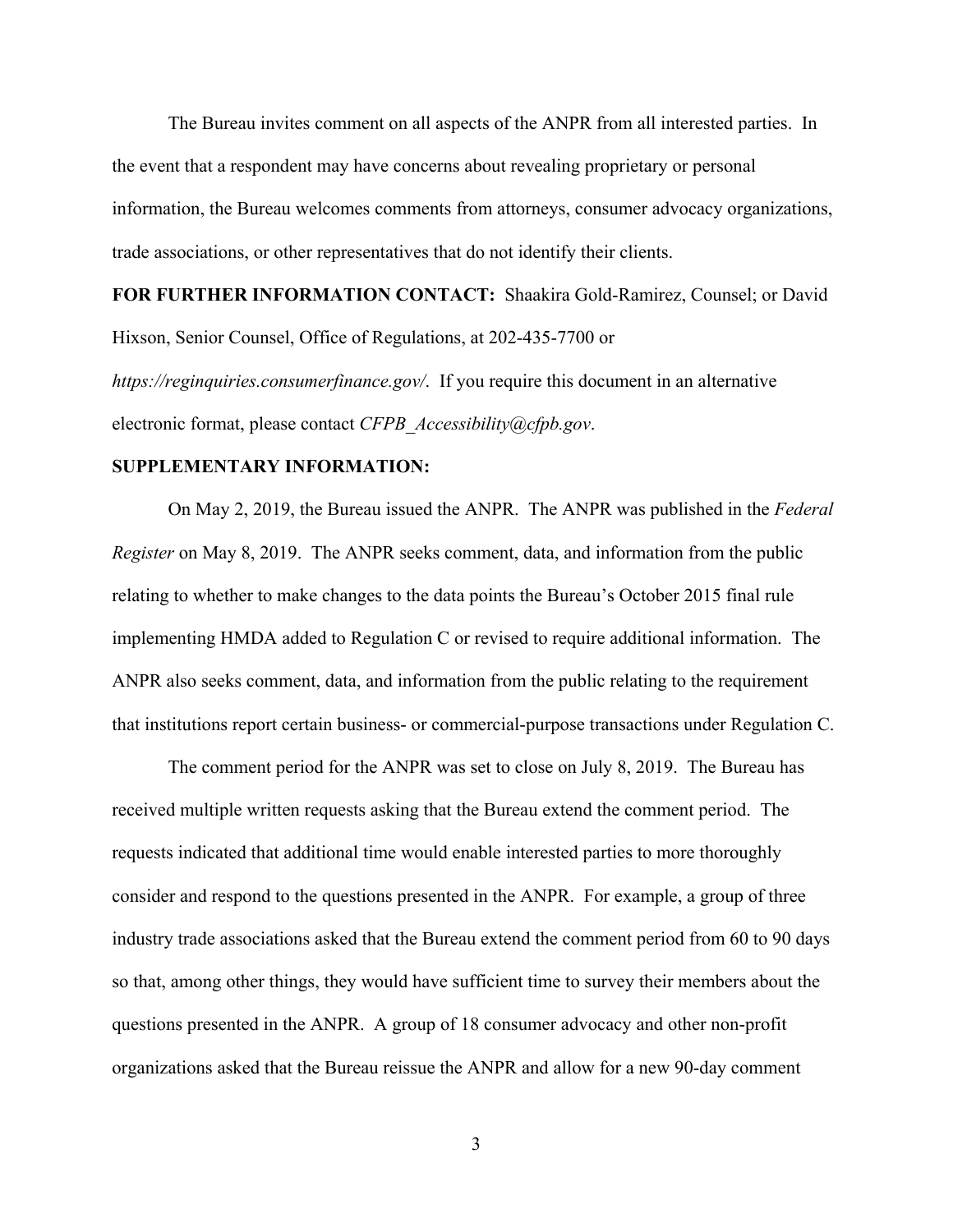The Bureau invites comment on all aspects of the ANPR from all interested parties. In the event that a respondent may have concerns about revealing proprietary or personal information, the Bureau welcomes comments from attorneys, consumer advocacy organizations, trade associations, or other representatives that do not identify their clients.

**FOR FURTHER INFORMATION CONTACT:** Shaakira Gold-Ramirez, Counsel; or David Hixson, Senior Counsel, Office of Regulations, at 202-435-7700 or *https://reginquiries.consumerfinance.gov/*. If you require this document in an alternative electronic format, please contact *CFPB_Accessibility@cfpb.gov*.

**SUPPLEMENTARY INFORMATION:**

On May 2, 2019, the Bureau issued the ANPR. The ANPR was published in the *Federal Register* on May 8, 2019. The ANPR seeks comment, data, and information from the public relating to whether to make changes to the data points the Bureau's October 2015 final rule implementing HMDA added to Regulation C or revised to require additional information. The ANPR also seeks comment, data, and information from the public relating to the requirement that institutions report certain business- or commercial-purpose transactions under Regulation C.

The comment period for the ANPR was set to close on July 8, 2019. The Bureau has received multiple written requests asking that the Bureau extend the comment period. The requests indicated that additional time would enable interested parties to more thoroughly consider and respond to the questions presented in the ANPR. For example, a group of three industry trade associations asked that the Bureau extend the comment period from 60 to 90 days so that, among other things, they would have sufficient time to survey their members about the questions presented in the ANPR. A group of 18 consumer advocacy and other non-profit organizations asked that the Bureau reissue the ANPR and allow for a new 90-day comment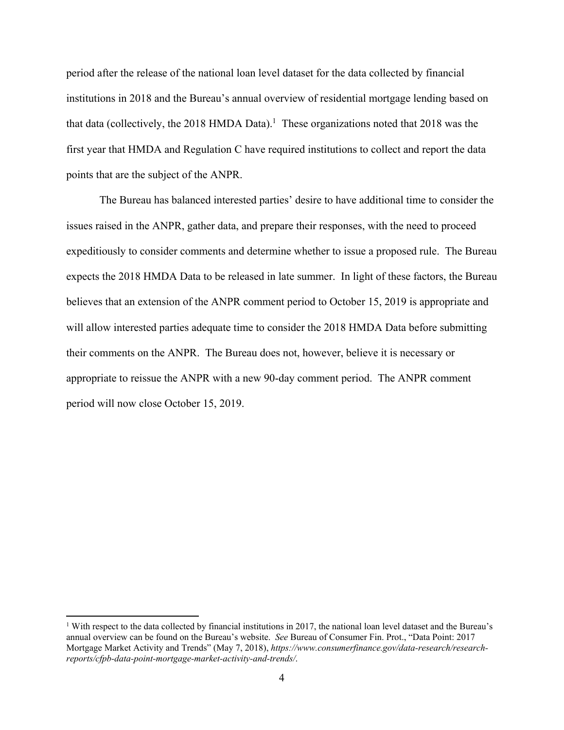period after the release of the national loan level dataset for the data collected by financial institutions in 2018 and the Bureau's annual overview of residential mortgage lending based on that data (collectively, the 2018 HMDA Data).[1] These organizations noted that 2018 was the first year that HMDA and Regulation C have required institutions to collect and report the data points that are the subject of the ANPR.

The Bureau has balanced interested parties' desire to have additional time to consider the issues raised in the ANPR, gather data, and prepare their responses, with the need to proceed expeditiously to consider comments and determine whether to issue a proposed rule. The Bureau expects the 2018 HMDA Data to be released in late summer. In light of these factors, the Bureau believes that an extension of the ANPR comment period to October 15, 2019 is appropriate and will allow interested parties adequate time to consider the 2018 HMDA Data before submitting their comments on the ANPR. The Bureau does not, however, believe it is necessary or appropriate to reissue the ANPR with a new 90-day comment period. The ANPR comment period will now close October 15, 2019.

---

[1] With respect to the data collected by financial institutions in 2017, the national loan level dataset and the Bureau's annual overview can be found on the Bureau's website. *See* Bureau of Consumer Fin. Prot., "Data Point: 2017 Mortgage Market Activity and Trends" (May 7, 2018), *https://www.consumerfinance.gov/data-research/research-reports/cfpb-data-point-mortgage-market-activity-and-trends/*.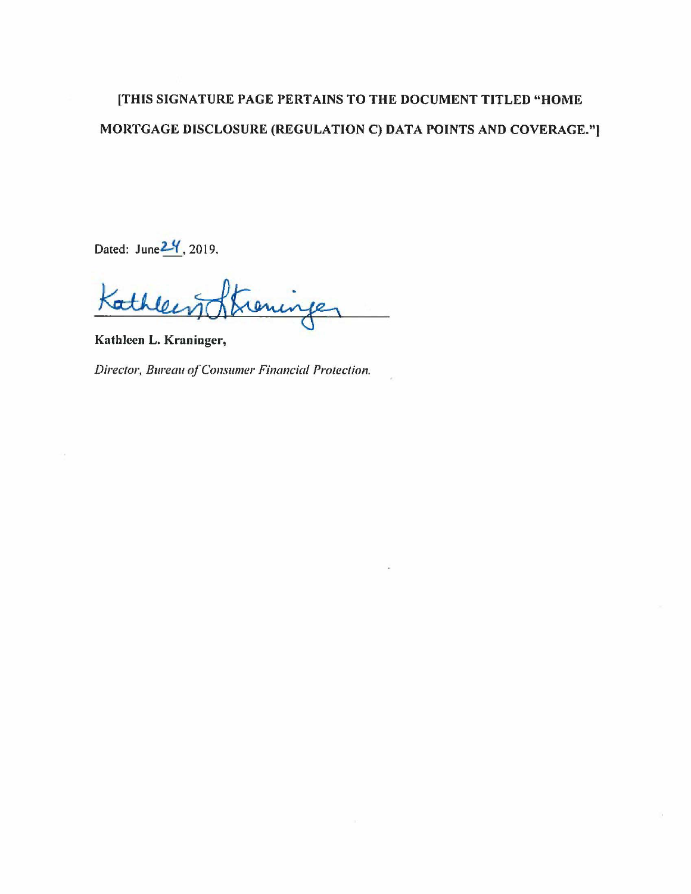**[THIS SIGNATURE PAGE PERTAINS TO THE DOCUMENT TITLED "HOME MORTGAGE DISCLOSURE (REGULATION C) DATA POINTS AND COVERAGE."]**

Dated: June 24, 2019.

Kathleen L. Kraninger

**Kathleen L. Kraninger,**

*Director, Bureau of Consumer Financial Protection.*